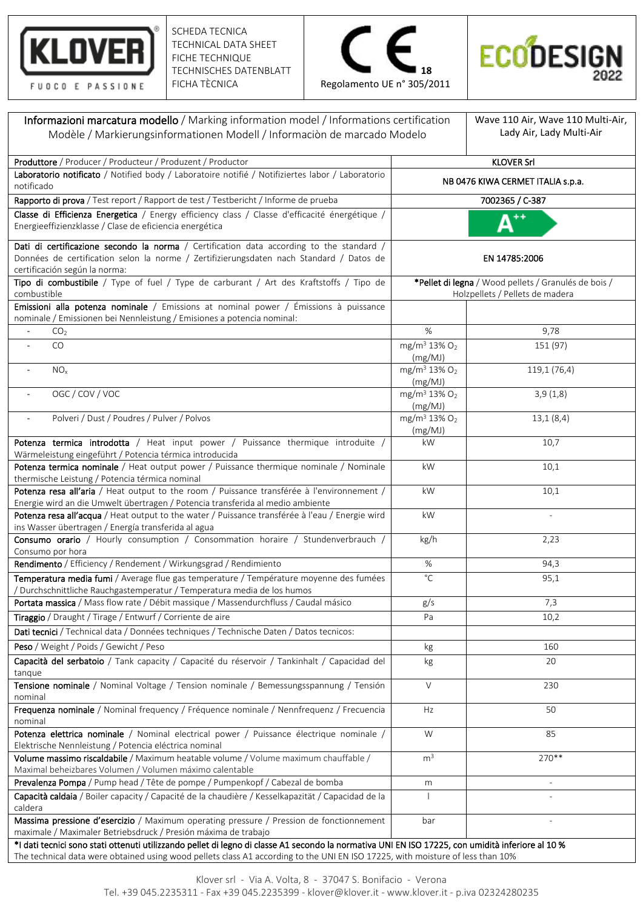KLOVER
FUOCO E PASSIONE

SCHEDA TECNICA
TECHNICAL DATA SHEET
FICHE TECHNIQUE
TECHNISCHES DATENBLATT
FICHA TÈCNICA

CE 18
Regolamento UE n° 305/2011

ECODESIGN 2022

| **Informazioni marcatura modello** / Marking information model / Informations certification Modèle / Markierungsinformationen Modell / Informaciòn de marcado Modelo | | Wave 110 Air, Wave 110 Multi-Air, Lady Air, Lady Multi-Air |
|---|---|---|
| **Produttore** / Producer / Producteur / Produzent / Productor | KLOVER Srl | |
| **Laboratorio notificato** / Notified body / Laboratoire notifié / Notifiziertes labor / Laboratorio notificado | NB 0476 KIWA CERMET ITALIA s.p.a. | |
| **Rapporto di prova** / Test report / Rapport de test / Testbericht / Informe de prueba | 7002365 / C-387 | |
| **Classe di Efficienza Energetica** / Energy efficiency class / Classe d'efficacité énergétique / Energieeffizienzklasse / Clase de eficiencia energética | A++ | |
| **Dati di certificazione secondo la norma** / Certification data according to the standard / Données de certification selon la norme / Zertifizierungsdaten nach Standard / Datos de certificación según la norma: | EN 14785:2006 | |
| **Tipo di combustibile** / Type of fuel / Type de carburant / Art des Kraftstoffs / Tipo de combustible | ***Pellet di legna** / Wood pellets / Granulés de bois / Holzpellets / Pellets de madera | |
| **Emissioni alla potenza nominale** / Emissions at nominal power / Émissions à puissance nominale / Emissionen bei Nennleistung / Emisiones a potencia nominal: | | |
| - $CO_2$ | % | 9,78 |
| - CO | mg/m³ 13% $O_2$ (mg/MJ) | 151 (97) |
| - $NO_x$ | mg/m³ 13% $O_2$ (mg/MJ) | 119,1 (76,4) |
| - OGC / COV / VOC | mg/m³ 13% $O_2$ (mg/MJ) | 3,9 (1,8) |
| - Polveri / Dust / Poudres / Pulver / Polvos | mg/m³ 13% $O_2$ (mg/MJ) | 13,1 (8,4) |
| **Potenza termica introdotta** / Heat input power / Puissance thermique introduite / Wärmeleistung eingeführt / Potencia térmica introducida | kW | 10,7 |
| **Potenza termica nominale** / Heat output power / Puissance thermique nominale / Nominale thermische Leistung / Potencia térmica nominal | kW | 10,1 |
| **Potenza resa all'aria** / Heat output to the room / Puissance transférée à l'environnement / Energie wird an die Umwelt übertragen / Potencia transferida al medio ambiente | kW | 10,1 |
| **Potenza resa all'acqua** / Heat output to the water / Puissance transférée à l'eau / Energie wird ins Wasser übertragen / Energía transferida al agua | kW | - |
| **Consumo orario** / Hourly consumption / Consommation horaire / Stundenverbrauch / Consumo por hora | kg/h | 2,23 |
| **Rendimento** / Efficiency / Rendement / Wirkungsgrad / Rendimiento | % | 94,3 |
| **Temperatura media fumi** / Average flue gas temperature / Température moyenne des fumées / Durchschnittliche Rauchgastemperatur / Temperatura media de los humos | °C | 95,1 |
| **Portata massica** / Mass flow rate / Débit massique / Massendurchfluss / Caudal másico | g/s | 7,3 |
| **Tiraggio** / Draught / Tirage / Entwurf / Corriente de aire | Pa | 10,2 |
| **Dati tecnici** / Technical data / Données techniques / Technische Daten / Datos tecnicos: | | |
| **Peso** / Weight / Poids / Gewicht / Peso | kg | 160 |
| **Capacità del serbatoio** / Tank capacity / Capacité du réservoir / Tankinhalt / Capacidad del tanque | kg | 20 |
| **Tensione nominale** / Nominal Voltage / Tension nominale / Bemessungsspannung / Tensión nominal | V | 230 |
| **Frequenza nominale** / Nominal frequency / Fréquence nominale / Nennfrequenz / Frecuencia nominal | Hz | 50 |
| **Potenza elettrica nominale** / Nominal electrical power / Puissance électrique nominale / Elektrische Nennleistung / Potencia eléctrica nominal | W | 85 |
| **Volume massimo riscaldabile** / Maximum heatable volume / Volume maximum chauffable / Maximal beheizbares Volumen / Volumen máximo calentable | m³ | 270** |
| **Prevalenza Pompa** / Pump head / Tête de pompe / Pumpenkopf / Cabezal de bomba | m | - |
| **Capacità caldaia** / Boiler capacity / Capacité de la chaudière / Kesselkapazität / Capacidad de la caldera | l | - |
| **Massima pressione d'esercizio** / Maximum operating pressure / Pression de fonctionnement maximale / Maximaler Betriebsdruck / Presión máxima de trabajo | bar | - |

***I dati tecnici sono stati ottenuti utilizzando pellet di legno di classe A1 secondo la normativa UNI EN ISO 17225, con umidità inferiore al 10 %**
The technical data were obtained using wood pellets class A1 according to the UNI EN ISO 17225, with moisture of less than 10%

Klover srl - Via A. Volta, 8 - 37047 S. Bonifacio - Verona
Tel. +39 045.2235311 - Fax +39 045.2235399 - klover@klover.it - www.klover.it - p.iva 02324280235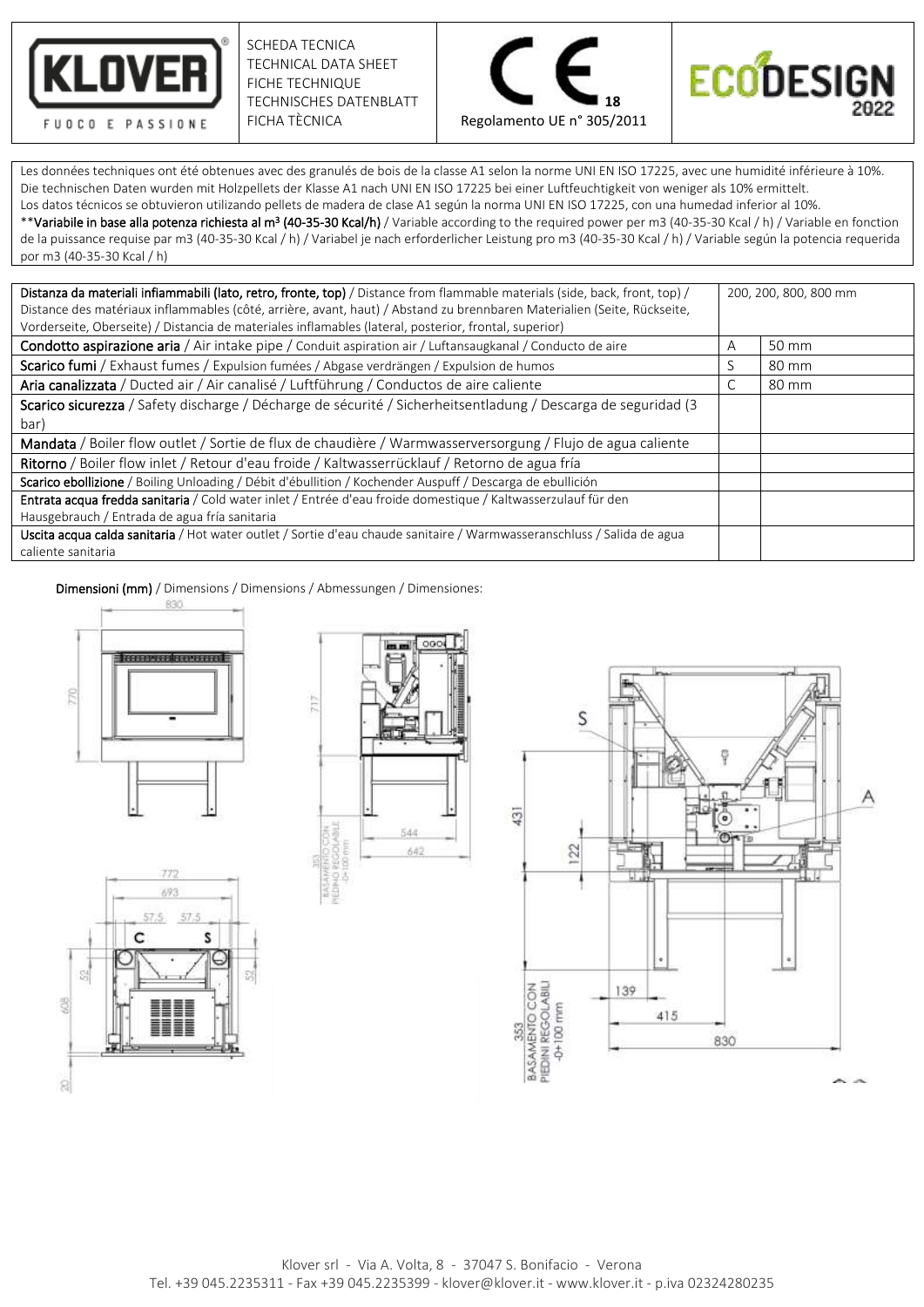| | | |
|---|---|---|
| KLOVER FUOCO E PASSIONE | SCHEDA TECNICA<br>TECHNICAL DATA SHEET<br>FICHE TECHNIQUE<br>TECHNISCHES DATENBLATT<br>FICHA TÈCNICA | CE 18<br>Regolamento UE n° 305/2011 |

ECODESIGN 2022

Les données techniques ont été obtenues avec des granulés de bois de la classe A1 selon la norme UNI EN ISO 17225, avec une humidité inférieure à 10%.
Die technischen Daten wurden mit Holzpellets der Klasse A1 nach UNI EN ISO 17225 bei einer Luftfeuchtigkeit von weniger als 10% ermittelt.
Los datos técnicos se obtuvieron utilizando pellets de madera de clase A1 según la norma UNI EN ISO 17225, con una humedad inferior al 10%.
****Variabile in base alla potenza richiesta al m³ (40-35-30 Kcal/h)** / Variable according to the required power per m3 (40-35-30 Kcal / h) / Variable en fonction de la puissance requise par m3 (40-35-30 Kcal / h) / Variabel je nach erforderlicher Leistung pro m3 (40-35-30 Kcal / h) / Variable según la potencia requerida por m3 (40-35-30 Kcal / h)

| | | |
|---|---|---|
| **Distanza da materiali infiammabili (lato, retro, fronte, top)** / Distance from flammable materials (side, back, front, top) / Distance des matériaux inflammables (côté, arrière, avant, haut) / Abstand zu brennbaren Materialien (Seite, Rückseite, Vorderseite, Oberseite) / Distancia de materiales inflamables (lateral, posterior, frontal, superior) | 200, 200, 800, 800 mm | |
| **Condotto aspirazione aria** / Air intake pipe / Conduit aspiration air / Luftansaugkanal / Conducto de aire | A | 50 mm |
| **Scarico fumi** / Exhaust fumes / Expulsion fumées / Abgase verdrängen / Expulsion de humos | S | 80 mm |
| **Aria canalizzata** / Ducted air / Air canalisé / Luftführung / Conductos de aire caliente | C | 80 mm |
| **Scarico sicurezza** / Safety discharge / Décharge de sécurité / Sicherheitsentladung / Descarga de seguridad (3 bar) | | |
| **Mandata** / Boiler flow outlet / Sortie de flux de chaudière / Warmwasserversorgung / Flujo de agua caliente | | |
| **Ritorno** / Boiler flow inlet / Retour d'eau froide / Kaltwasserrücklauf / Retorno de agua fría | | |
| **Scarico ebollizione** / Boiling Unloading / Débit d'ébullition / Kochender Auspuff / Descarga de ebullición | | |
| **Entrata acqua fredda sanitaria** / Cold water inlet / Entrée d'eau froide domestique / Kaltwasserzulauf für den Hausgebrauch / Entrada de agua fría sanitaria | | |
| **Uscita acqua calda sanitaria** / Hot water outlet / Sortie d'eau chaude sanitaire / Warmwasseranschluss / Salida de agua caliente sanitaria | | |

**Dimensioni (mm)** / Dimensions / Dimensions / Abmessungen / Dimensiones:

830
770
717
544
642
353 BASAMENTO CON PIEDINI REGOLABILI -0+100 mm
772
693
57,5 57,5
C S
52 52
608
20
S
A
431
122
139
415
830
353 BASAMENTO CON PIEDINI REGOLABILI -0+100 mm

Klover srl - Via A. Volta, 8 - 37047 S. Bonifacio - Verona
Tel. +39 045.2235311 - Fax +39 045.2235399 - klover@klover.it - www.klover.it - p.iva 02324280235